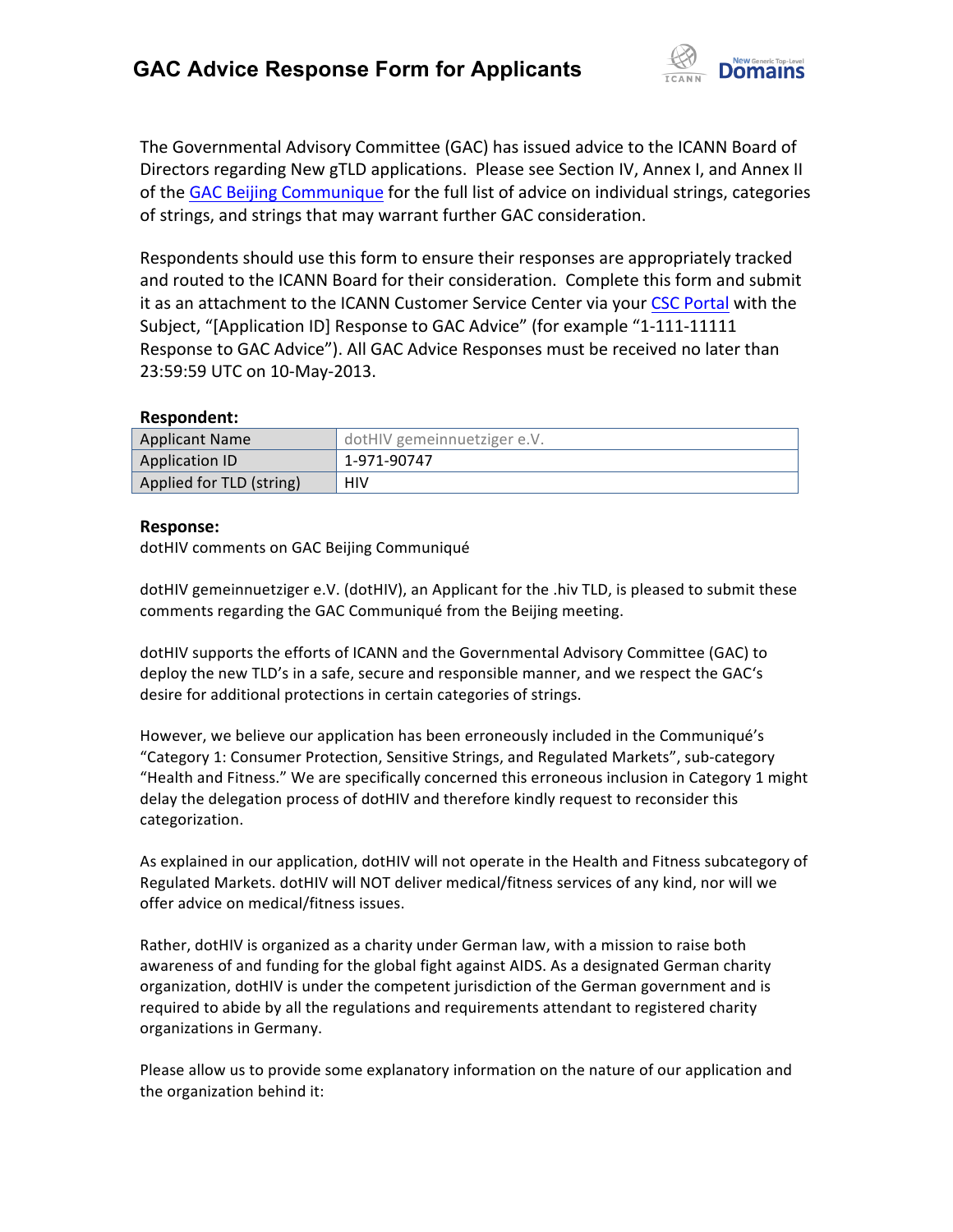# GAC Advice Response Form for Applicants

The Governmental Advisory Committee (GAC) has issued advice to the ICANN Board of Directors regarding New gTLD applications. Please see Section IV, Annex I, and Annex II of the GAC Beijing Communique for the full list of advice on individual strings, categories of strings, and strings that may warrant further GAC consideration.

Respondents should use this form to ensure their responses are appropriately tracked and routed to the ICANN Board for their consideration. Complete this form and submit it as an attachment to the ICANN Customer Service Center via your CSC Portal with the Subject, "[Application ID] Response to GAC Advice" (for example "1-111-11111 Response to GAC Advice"). All GAC Advice Responses must be received no later than 23:59:59 UTC on 10-May-2013.

**Respondent:**

| Applicant Name | dotHIV gemeinnuetziger e.V. |
|---|---|
| Application ID | 1-971-90747 |
| Applied for TLD (string) | HIV |

**Response:**

dotHIV comments on GAC Beijing Communiqué

dotHIV gemeinnuetziger e.V. (dotHIV), an Applicant for the .hiv TLD, is pleased to submit these comments regarding the GAC Communiqué from the Beijing meeting.

dotHIV supports the efforts of ICANN and the Governmental Advisory Committee (GAC) to deploy the new TLD's in a safe, secure and responsible manner, and we respect the GAC's desire for additional protections in certain categories of strings.

However, we believe our application has been erroneously included in the Communiqué's "Category 1: Consumer Protection, Sensitive Strings, and Regulated Markets", sub-category "Health and Fitness." We are specifically concerned this erroneous inclusion in Category 1 might delay the delegation process of dotHIV and therefore kindly request to reconsider this categorization.

As explained in our application, dotHIV will not operate in the Health and Fitness subcategory of Regulated Markets. dotHIV will NOT deliver medical/fitness services of any kind, nor will we offer advice on medical/fitness issues.

Rather, dotHIV is organized as a charity under German law, with a mission to raise both awareness of and funding for the global fight against AIDS. As a designated German charity organization, dotHIV is under the competent jurisdiction of the German government and is required to abide by all the regulations and requirements attendant to registered charity organizations in Germany.

Please allow us to provide some explanatory information on the nature of our application and the organization behind it: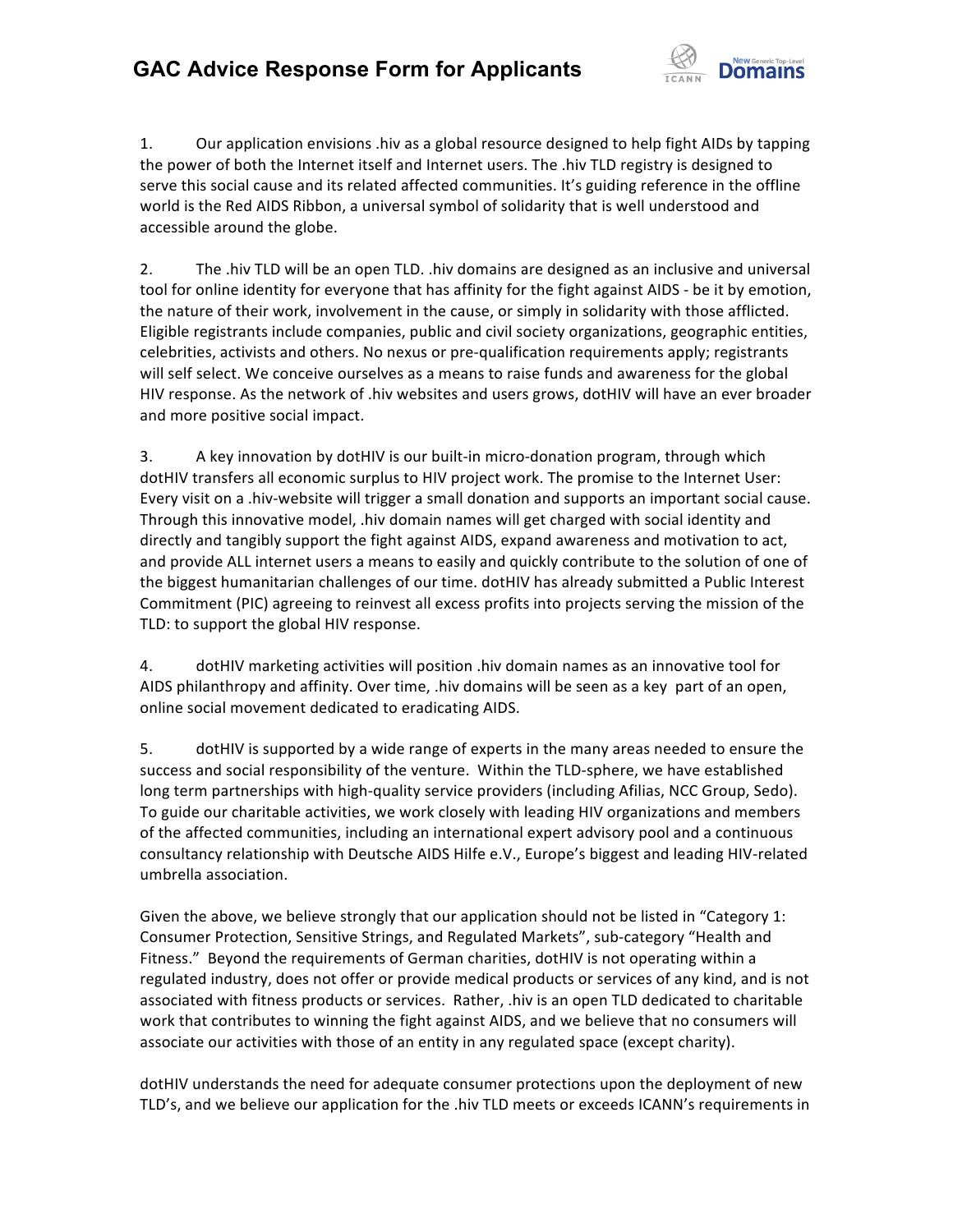1. Our application envisions .hiv as a global resource designed to help fight AIDs by tapping the power of both the Internet itself and Internet users. The .hiv TLD registry is designed to serve this social cause and its related affected communities. It's guiding reference in the offline world is the Red AIDS Ribbon, a universal symbol of solidarity that is well understood and accessible around the globe.

2. The .hiv TLD will be an open TLD. .hiv domains are designed as an inclusive and universal tool for online identity for everyone that has affinity for the fight against AIDS - be it by emotion, the nature of their work, involvement in the cause, or simply in solidarity with those afflicted. Eligible registrants include companies, public and civil society organizations, geographic entities, celebrities, activists and others. No nexus or pre-qualification requirements apply; registrants will self select. We conceive ourselves as a means to raise funds and awareness for the global HIV response. As the network of .hiv websites and users grows, dotHIV will have an ever broader and more positive social impact.

3. A key innovation by dotHIV is our built-in micro-donation program, through which dotHIV transfers all economic surplus to HIV project work. The promise to the Internet User: Every visit on a .hiv-website will trigger a small donation and supports an important social cause. Through this innovative model, .hiv domain names will get charged with social identity and directly and tangibly support the fight against AIDS, expand awareness and motivation to act, and provide ALL internet users a means to easily and quickly contribute to the solution of one of the biggest humanitarian challenges of our time. dotHIV has already submitted a Public Interest Commitment (PIC) agreeing to reinvest all excess profits into projects serving the mission of the TLD: to support the global HIV response.

4. dotHIV marketing activities will position .hiv domain names as an innovative tool for AIDS philanthropy and affinity. Over time, .hiv domains will be seen as a key part of an open, online social movement dedicated to eradicating AIDS.

5. dotHIV is supported by a wide range of experts in the many areas needed to ensure the success and social responsibility of the venture. Within the TLD-sphere, we have established long term partnerships with high-quality service providers (including Afilias, NCC Group, Sedo). To guide our charitable activities, we work closely with leading HIV organizations and members of the affected communities, including an international expert advisory pool and a continuous consultancy relationship with Deutsche AIDS Hilfe e.V., Europe's biggest and leading HIV-related umbrella association.

Given the above, we believe strongly that our application should not be listed in "Category 1: Consumer Protection, Sensitive Strings, and Regulated Markets", sub-category "Health and Fitness." Beyond the requirements of German charities, dotHIV is not operating within a regulated industry, does not offer or provide medical products or services of any kind, and is not associated with fitness products or services. Rather, .hiv is an open TLD dedicated to charitable work that contributes to winning the fight against AIDS, and we believe that no consumers will associate our activities with those of an entity in any regulated space (except charity).

dotHIV understands the need for adequate consumer protections upon the deployment of new TLD's, and we believe our application for the .hiv TLD meets or exceeds ICANN's requirements in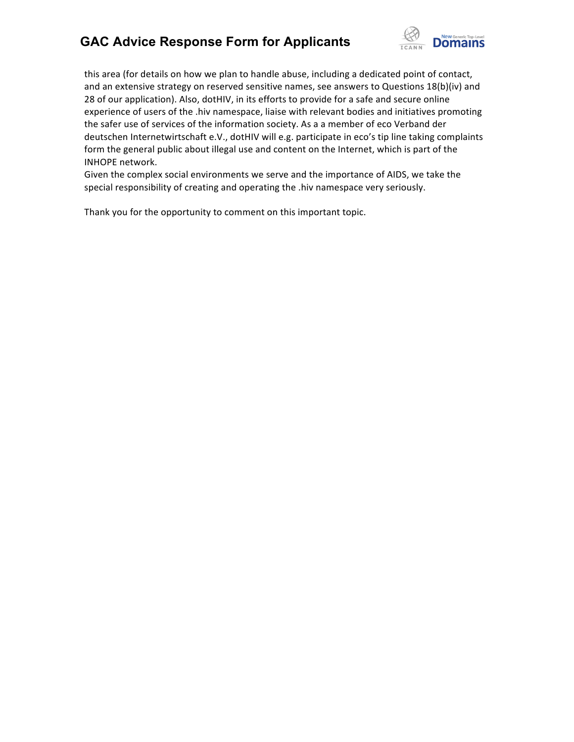this area (for details on how we plan to handle abuse, including a dedicated point of contact, and an extensive strategy on reserved sensitive names, see answers to Questions 18(b)(iv) and 28 of our application). Also, dotHIV, in its efforts to provide for a safe and secure online experience of users of the .hiv namespace, liaise with relevant bodies and initiatives promoting the safer use of services of the information society. As a a member of eco Verband der deutschen Internetwirtschaft e.V., dotHIV will e.g. participate in eco's tip line taking complaints form the general public about illegal use and content on the Internet, which is part of the INHOPE network.
Given the complex social environments we serve and the importance of AIDS, we take the special responsibility of creating and operating the .hiv namespace very seriously.

Thank you for the opportunity to comment on this important topic.